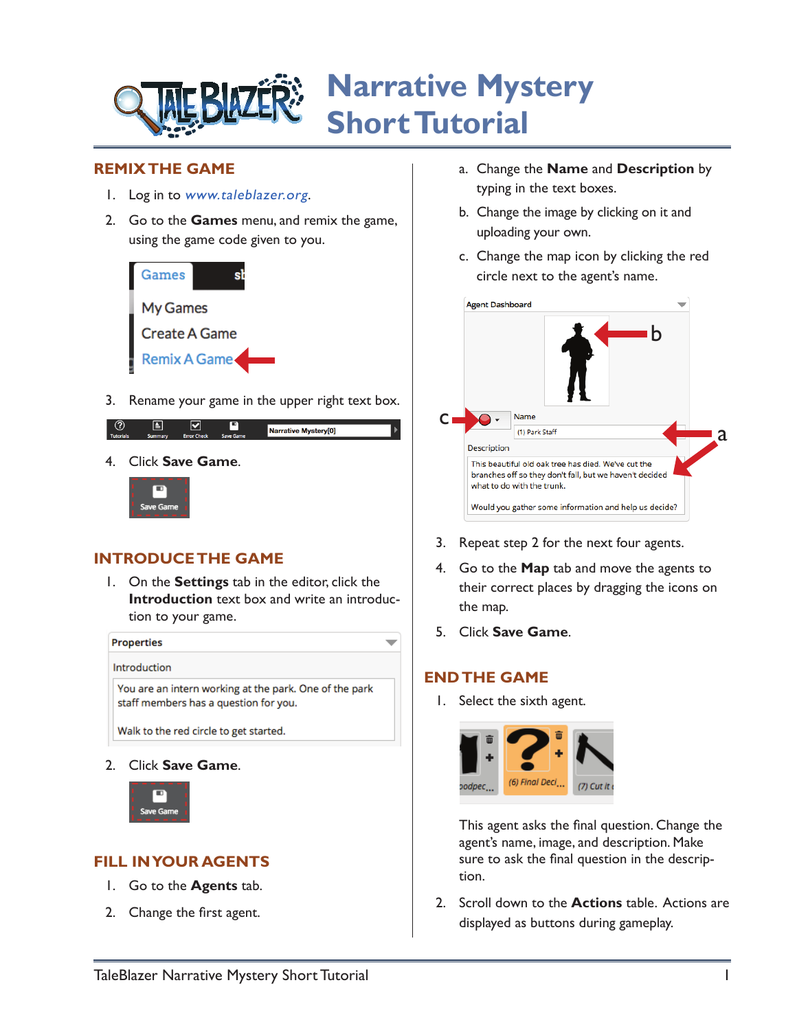# Narrative Mystery Short Tutorial

## REMIX THE GAME

1. Log in to *www.taleblazer.org*.
2. Go to the **Games** menu, and remix the game, using the game code given to you.
3. Rename your game in the upper right text box.
4. Click **Save Game**.

## INTRODUCE THE GAME

1. On the **Settings** tab in the editor, click the **Introduction** text box and write an introduction to your game.
2. Click **Save Game**.

## FILL IN YOUR AGENTS

1. Go to the **Agents** tab.
2. Change the first agent.
   a. Change the **Name** and **Description** by typing in the text boxes.
   b. Change the image by clicking on it and uploading your own.
   c. Change the map icon by clicking the red circle next to the agent's name.
3. Repeat step 2 for the next four agents.
4. Go to the **Map** tab and move the agents to their correct places by dragging the icons on the map.
5. Click **Save Game**.

## END THE GAME

1. Select the sixth agent.

   This agent asks the final question. Change the agent's name, image, and description. Make sure to ask the final question in the description.
2. Scroll down to the **Actions** table. Actions are displayed as buttons during gameplay.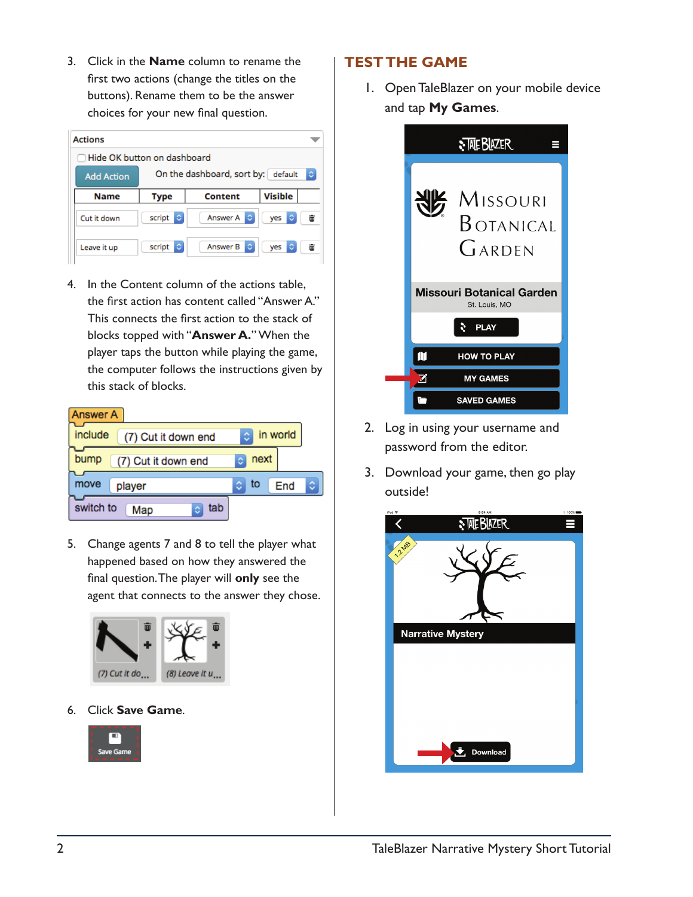3. Click in the **Name** column to rename the first two actions (change the titles on the buttons). Rename them to be the answer choices for your new final question.

4. In the Content column of the actions table, the first action has content called "Answer A." This connects the first action to the stack of blocks topped with "**Answer A.**" When the player taps the button while playing the game, the computer follows the instructions given by this stack of blocks.

5. Change agents 7 and 8 to tell the player what happened based on how they answered the final question. The player will **only** see the agent that connects to the answer they chose.

6. Click **Save Game**.

## TEST THE GAME

1. Open TaleBlazer on your mobile device and tap **My Games**.

2. Log in using your username and password from the editor.

3. Download your game, then go play outside!